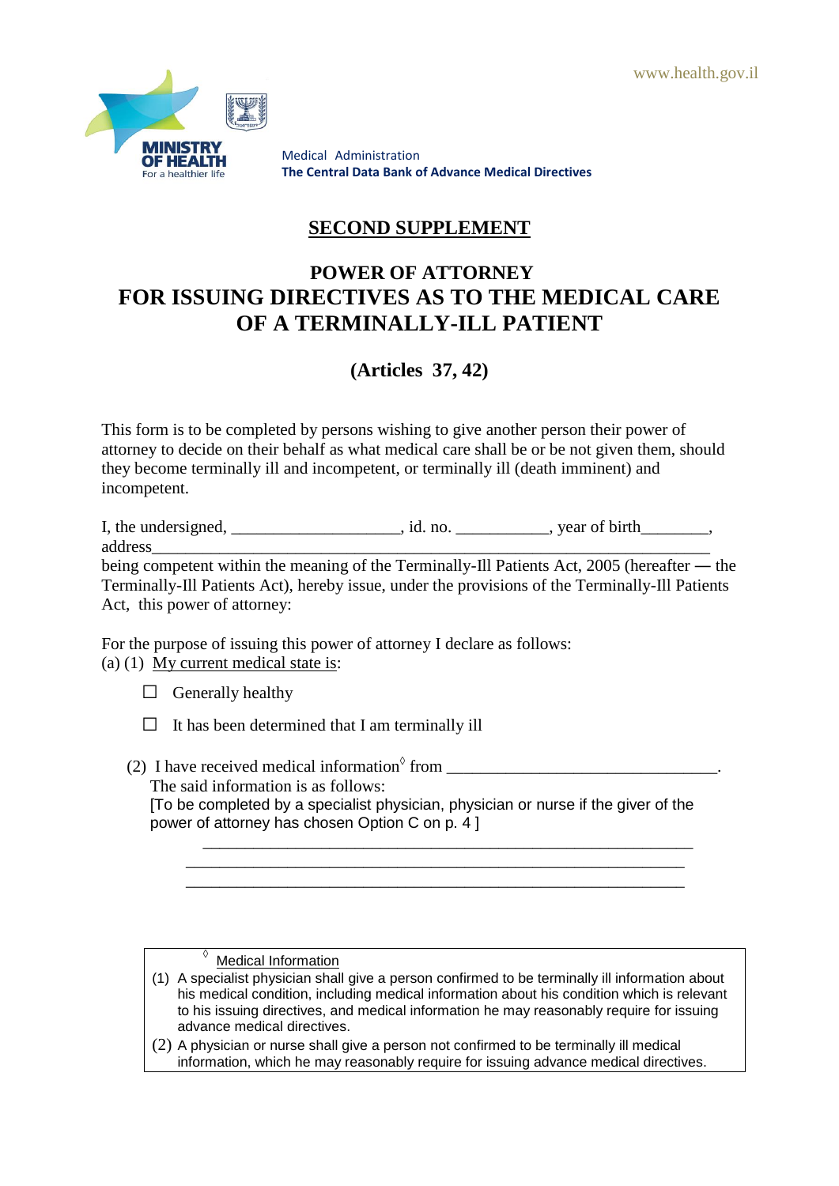www.health.gov.il

MINISTRY OF HEALTH
For a healthier life

Medical Administration
**The Central Data Bank of Advance Medical Directives**

## SECOND SUPPLEMENT

# POWER OF ATTORNEY
# FOR ISSUING DIRECTIVES AS TO THE MEDICAL CARE OF A TERMINALLY-ILL PATIENT

### (Articles 37, 42)

This form is to be completed by persons wishing to give another person their power of attorney to decide on their behalf as what medical care shall be or be not given them, should they become terminally ill and incompetent, or terminally ill (death imminent) and incompetent.

I, the undersigned, ____________________, id. no. ___________, year of birth________, address_________________________________________________________________
being competent within the meaning of the Terminally-Ill Patients Act, 2005 (hereafter — the Terminally-Ill Patients Act), hereby issue, under the provisions of the Terminally-Ill Patients Act, this power of attorney:

For the purpose of issuing this power of attorney I declare as follows:
(a) (1) My current medical state is:

☐ Generally healthy

☐ It has been determined that I am terminally ill

(2) I have received medical information[◊] from ________________________________.
The said information is as follows:
[To be completed by a specialist physician, physician or nurse if the giver of the power of attorney has chosen Option C on p. 4 ]

_____________________________________________________________
_____________________________________________________________
_____________________________________________________________

[◊] Medical Information
(1) A specialist physician shall give a person confirmed to be terminally ill information about his medical condition, including medical information about his condition which is relevant to his issuing directives, and medical information he may reasonably require for issuing advance medical directives.
(2) A physician or nurse shall give a person not confirmed to be terminally ill medical information, which he may reasonably require for issuing advance medical directives.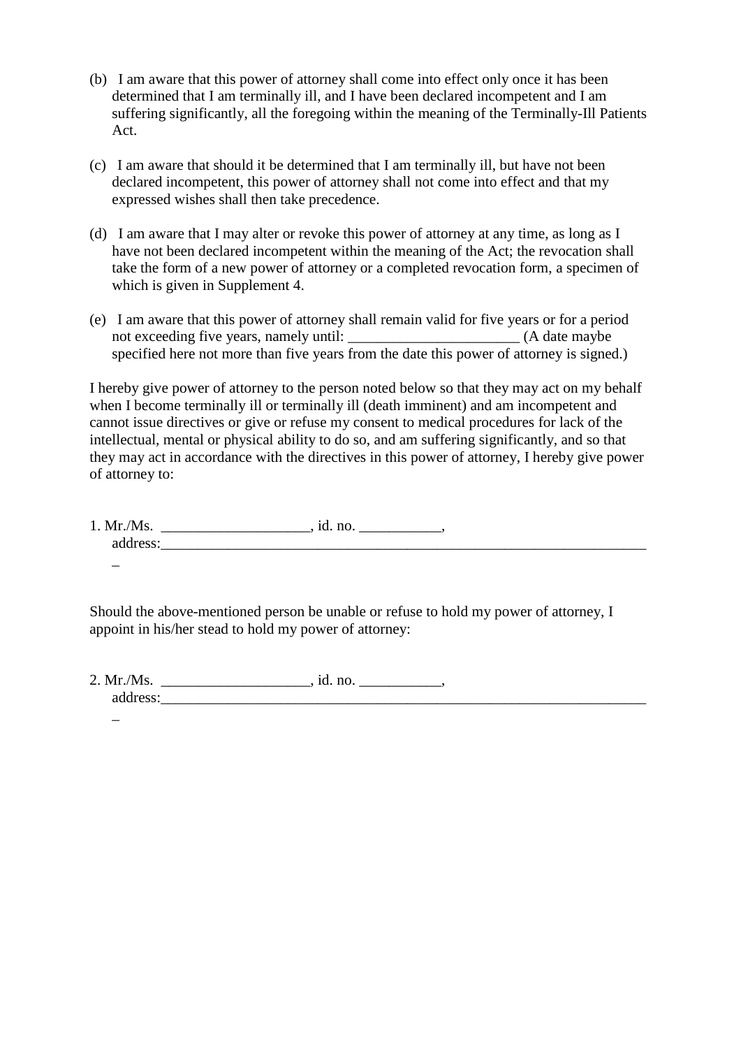(b) I am aware that this power of attorney shall come into effect only once it has been determined that I am terminally ill, and I have been declared incompetent and I am suffering significantly, all the foregoing within the meaning of the Terminally-Ill Patients Act.

(c) I am aware that should it be determined that I am terminally ill, but have not been declared incompetent, this power of attorney shall not come into effect and that my expressed wishes shall then take precedence.

(d) I am aware that I may alter or revoke this power of attorney at any time, as long as I have not been declared incompetent within the meaning of the Act; the revocation shall take the form of a new power of attorney or a completed revocation form, a specimen of which is given in Supplement 4.

(e) I am aware that this power of attorney shall remain valid for five years or for a period not exceeding five years, namely until: ______________________ (A date maybe specified here not more than five years from the date this power of attorney is signed.)

I hereby give power of attorney to the person noted below so that they may act on my behalf when I become terminally ill or terminally ill (death imminent) and am incompetent and cannot issue directives or give or refuse my consent to medical procedures for lack of the intellectual, mental or physical ability to do so, and am suffering significantly, and so that they may act in accordance with the directives in this power of attorney, I hereby give power of attorney to:

1. Mr./Ms. ___________________, id. no. ___________,
   address:_____________________________________________________________________

Should the above-mentioned person be unable or refuse to hold my power of attorney, I appoint in his/her stead to hold my power of attorney:

2. Mr./Ms. ___________________, id. no. ___________,
   address:_____________________________________________________________________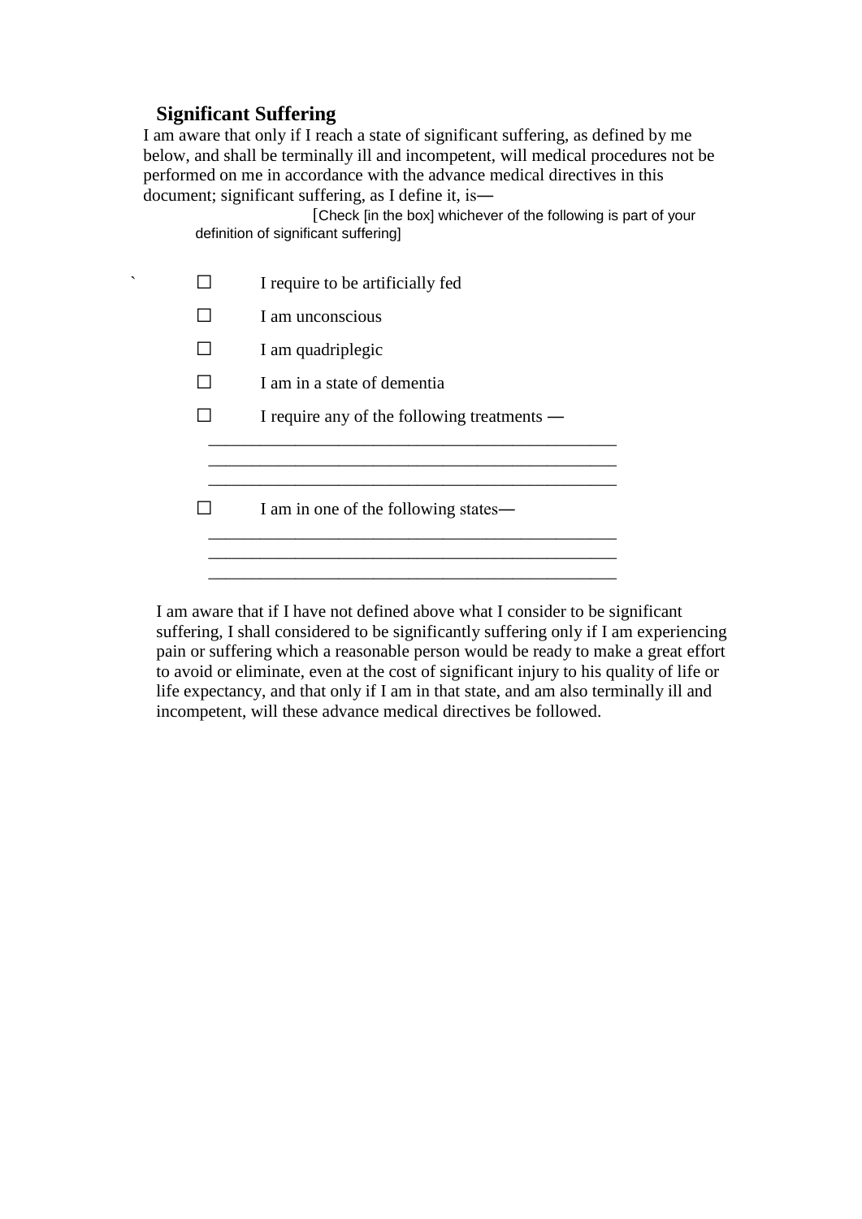## Significant Suffering

I am aware that only if I reach a state of significant suffering, as defined by me below, and shall be terminally ill and incompetent, will medical procedures not be performed on me in accordance with the advance medical directives in this document; significant suffering, as I define it, is—

[Check [in the box] whichever of the following is part of your definition of significant suffering]

☐ I require to be artificially fed

☐ I am unconscious

☐ I am quadriplegic

☐ I am in a state of dementia

☐ I require any of the following treatments —

_______________________________________________
_______________________________________________
_______________________________________________

☐ I am in one of the following states—

_______________________________________________
_______________________________________________
_______________________________________________

I am aware that if I have not defined above what I consider to be significant suffering, I shall considered to be significantly suffering only if I am experiencing pain or suffering which a reasonable person would be ready to make a great effort to avoid or eliminate, even at the cost of significant injury to his quality of life or life expectancy, and that only if I am in that state, and am also terminally ill and incompetent, will these advance medical directives be followed.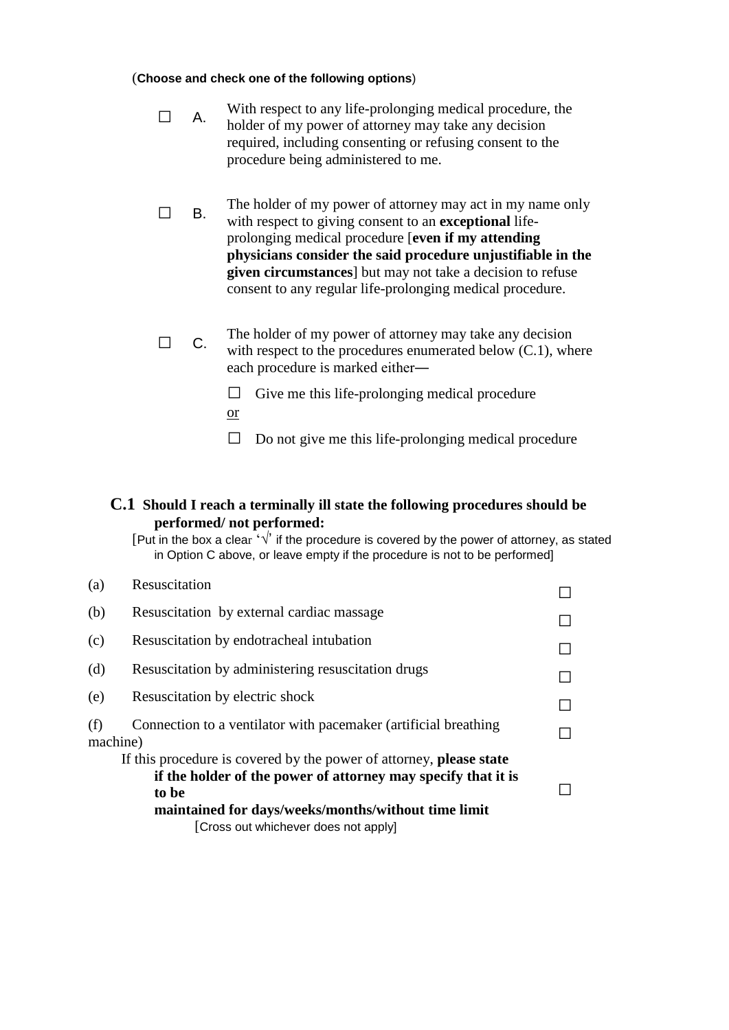(**Choose and check one of the following options**)

☐ A. With respect to any life-prolonging medical procedure, the holder of my power of attorney may take any decision required, including consenting or refusing consent to the procedure being administered to me.

☐ B. The holder of my power of attorney may act in my name only with respect to giving consent to an **exceptional** life-prolonging medical procedure [**even if my attending physicians consider the said procedure unjustifiable in the given circumstances**] but may not take a decision to refuse consent to any regular life-prolonging medical procedure.

☐ C. The holder of my power of attorney may take any decision with respect to the procedures enumerated below (C.1), where each procedure is marked either—

☐ Give me this life-prolonging medical procedure

or

☐ Do not give me this life-prolonging medical procedure

**C.1 Should I reach a terminally ill state the following procedures should be performed/ not performed:**

[Put in the box a clear '√' if the procedure is covered by the power of attorney, as stated in Option C above, or leave empty if the procedure is not to be performed]

(a) Resuscitation ☐

(b) Resuscitation by external cardiac massage ☐

(c) Resuscitation by endotracheal intubation ☐

(d) Resuscitation by administering resuscitation drugs ☐

(e) Resuscitation by electric shock ☐

(f) Connection to a ventilator with pacemaker (artificial breathing machine) ☐

If this procedure is covered by the power of attorney, **please state if the holder of the power of attorney may specify that it is to be maintained for days/weeks/months/without time limit** ☐

[Cross out whichever does not apply]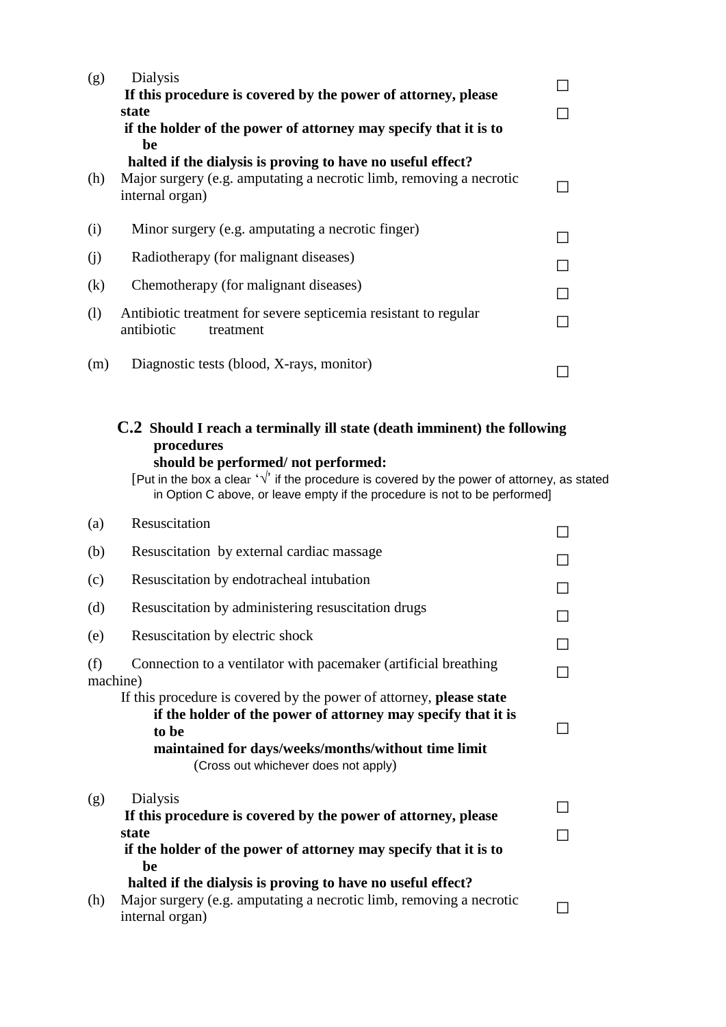(g) Dialysis ☐

**If this procedure is covered by the power of attorney, please state if the holder of the power of attorney may specify that it is to be halted if the dialysis is proving to have no useful effect?** ☐

(h) Major surgery (e.g. amputating a necrotic limb, removing a necrotic internal organ) ☐

(i) Minor surgery (e.g. amputating a necrotic finger) ☐

(j) Radiotherapy (for malignant diseases) ☐

(k) Chemotherapy (for malignant diseases) ☐

(l) Antibiotic treatment for severe septicemia resistant to regular antibiotic treatment ☐

(m) Diagnostic tests (blood, X-rays, monitor) ☐

**C.2 Should I reach a terminally ill state (death imminent) the following procedures should be performed/ not performed:**

[Put in the box a clear '√' if the procedure is covered by the power of attorney, as stated in Option C above, or leave empty if the procedure is not to be performed]

(a) Resuscitation ☐

(b) Resuscitation by external cardiac massage ☐

(c) Resuscitation by endotracheal intubation ☐

(d) Resuscitation by administering resuscitation drugs ☐

(e) Resuscitation by electric shock ☐

(f) Connection to a ventilator with pacemaker (artificial breathing machine) ☐

If this procedure is covered by the power of attorney, **please state if the holder of the power of attorney may specify that it is to be maintained for days/weeks/months/without time limit** ☐

(Cross out whichever does not apply)

(g) Dialysis ☐

**If this procedure is covered by the power of attorney, please state if the holder of the power of attorney may specify that it is to be halted if the dialysis is proving to have no useful effect?** ☐

(h) Major surgery (e.g. amputating a necrotic limb, removing a necrotic internal organ) ☐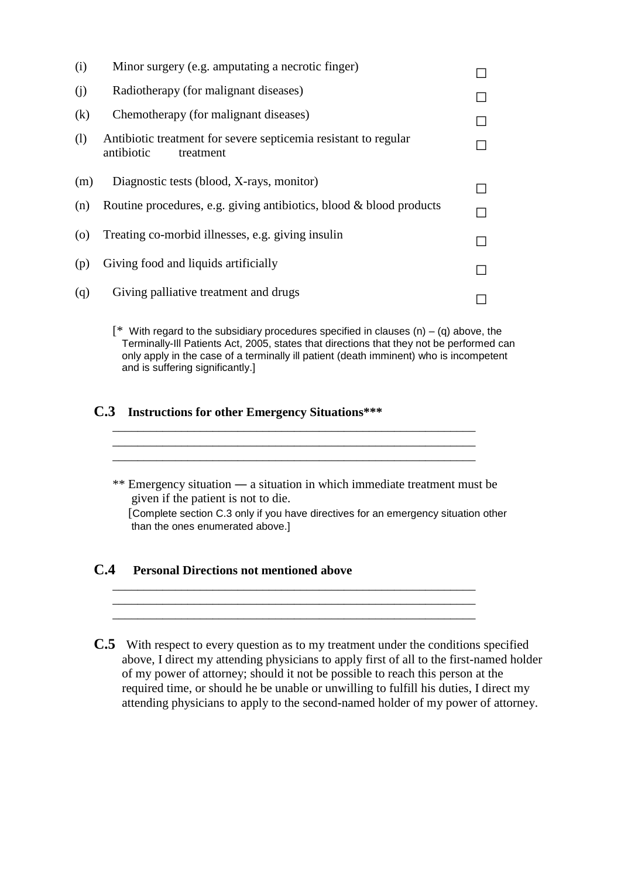| | | |
|---|---|---|
| (i) | Minor surgery (e.g. amputating a necrotic finger) | ☐ |
| (j) | Radiotherapy (for malignant diseases) | ☐ |
| (k) | Chemotherapy (for malignant diseases) | ☐ |
| (l) | Antibiotic treatment for severe septicemia resistant to regular antibiotic treatment | ☐ |
| (m) | Diagnostic tests (blood, X-rays, monitor) | ☐ |
| (n) | Routine procedures, e.g. giving antibiotics, blood & blood products | ☐ |
| (o) | Treating co-morbid illnesses, e.g. giving insulin | ☐ |
| (p) | Giving food and liquids artificially | ☐ |
| (q) | Giving palliative treatment and drugs | ☐ |

[* With regard to the subsidiary procedures specified in clauses (n) – (q) above, the Terminally-Ill Patients Act, 2005, states that directions that they not be performed can only apply in the case of a terminally ill patient (death imminent) who is incompetent and is suffering significantly.]

## C.3 Instructions for other Emergency Situations***

\_\_\_\_\_\_\_\_\_\_\_\_\_\_\_\_\_\_\_\_\_\_\_\_\_\_\_\_\_\_\_\_\_\_\_\_\_\_\_\_\_\_\_\_\_\_\_\_\_\_\_\_\_\_\_\_\_\_

\_\_\_\_\_\_\_\_\_\_\_\_\_\_\_\_\_\_\_\_\_\_\_\_\_\_\_\_\_\_\_\_\_\_\_\_\_\_\_\_\_\_\_\_\_\_\_\_\_\_\_\_\_\_\_\_\_\_

\_\_\_\_\_\_\_\_\_\_\_\_\_\_\_\_\_\_\_\_\_\_\_\_\_\_\_\_\_\_\_\_\_\_\_\_\_\_\_\_\_\_\_\_\_\_\_\_\_\_\_\_\_\_\_\_\_\_

** Emergency situation — a situation in which immediate treatment must be given if the patient is not to die.

[Complete section C.3 only if you have directives for an emergency situation other than the ones enumerated above.]

## C.4 Personal Directions not mentioned above

\_\_\_\_\_\_\_\_\_\_\_\_\_\_\_\_\_\_\_\_\_\_\_\_\_\_\_\_\_\_\_\_\_\_\_\_\_\_\_\_\_\_\_\_\_\_\_\_\_\_\_\_\_\_\_\_\_\_

\_\_\_\_\_\_\_\_\_\_\_\_\_\_\_\_\_\_\_\_\_\_\_\_\_\_\_\_\_\_\_\_\_\_\_\_\_\_\_\_\_\_\_\_\_\_\_\_\_\_\_\_\_\_\_\_\_\_

\_\_\_\_\_\_\_\_\_\_\_\_\_\_\_\_\_\_\_\_\_\_\_\_\_\_\_\_\_\_\_\_\_\_\_\_\_\_\_\_\_\_\_\_\_\_\_\_\_\_\_\_\_\_\_\_\_\_

**C.5** With respect to every question as to my treatment under the conditions specified above, I direct my attending physicians to apply first of all to the first-named holder of my power of attorney; should it not be possible to reach this person at the required time, or should he be unable or unwilling to fulfill his duties, I direct my attending physicians to apply to the second-named holder of my power of attorney.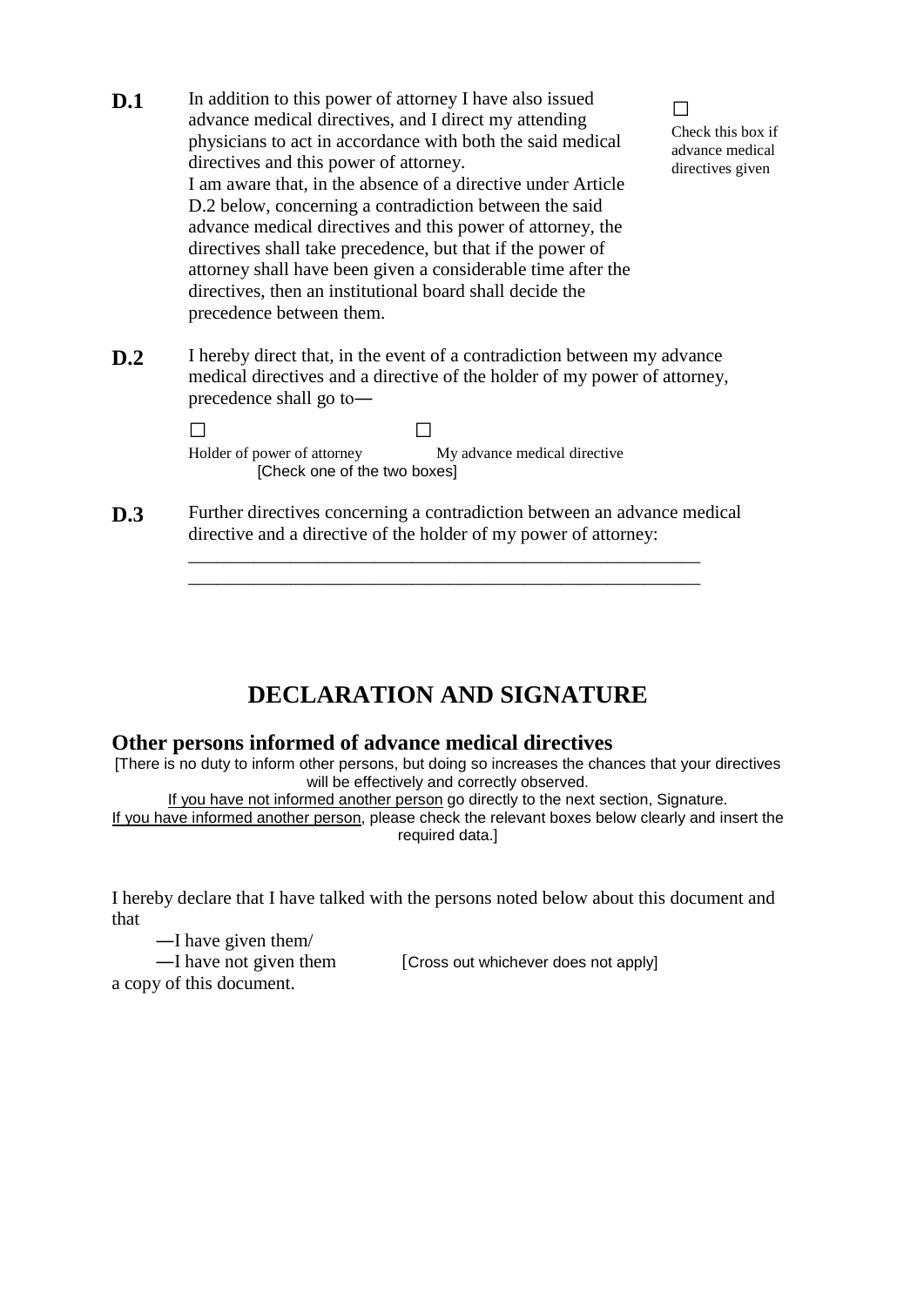**D.1** In addition to this power of attorney I have also issued advance medical directives, and I direct my attending physicians to act in accordance with both the said medical directives and this power of attorney.
I am aware that, in the absence of a directive under Article D.2 below, concerning a contradiction between the said advance medical directives and this power of attorney, the directives shall take precedence, but that if the power of attorney shall have been given a considerable time after the directives, then an institutional board shall decide the precedence between them.

☐ Check this box if advance medical directives given

**D.2** I hereby direct that, in the event of a contradiction between my advance medical directives and a directive of the holder of my power of attorney, precedence shall go to—

☐ Holder of power of attorney ☐ My advance medical directive
[Check one of the two boxes]

**D.3** Further directives concerning a contradiction between an advance medical directive and a directive of the holder of my power of attorney:
_______________________________________________________
_______________________________________________________

# DECLARATION AND SIGNATURE

## Other persons informed of advance medical directives

[There is no duty to inform other persons, but doing so increases the chances that your directives will be effectively and correctly observed.
If you have not informed another person go directly to the next section, Signature.
If you have informed another person, please check the relevant boxes below clearly and insert the required data.]

I hereby declare that I have talked with the persons noted below about this document and that

—I have given them/
—I have not given them [Cross out whichever does not apply]

a copy of this document.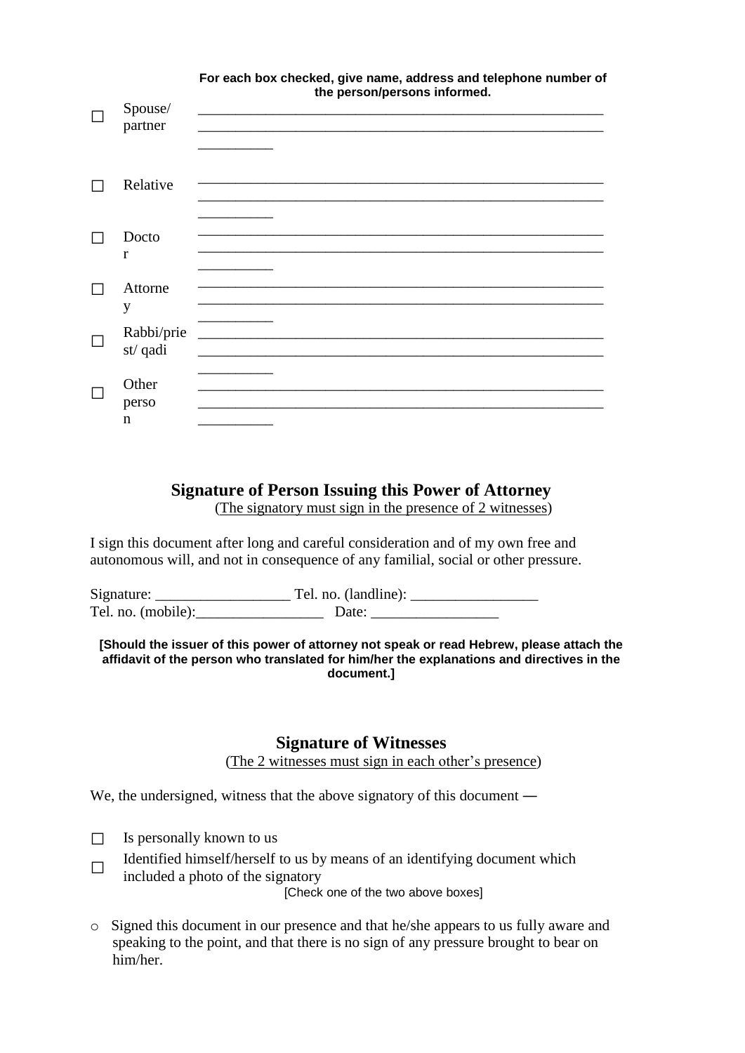**For each box checked, give name, address and telephone number of the person/persons informed.**

| | | |
|---|---|---|
| ☐ | Spouse/ partner | ________________________________________________________ ________________________________________________________ __________ |
| ☐ | Relative | ________________________________________________________ ________________________________________________________ __________ |
| ☐ | Doctor | ________________________________________________________ ________________________________________________________ __________ |
| ☐ | Attorney | ________________________________________________________ ________________________________________________________ __________ |
| ☐ | Rabbi/priest/ qadi | ________________________________________________________ ________________________________________________________ __________ |
| ☐ | Other person | ________________________________________________________ ________________________________________________________ __________ |

## Signature of Person Issuing this Power of Attorney

(The signatory must sign in the presence of 2 witnesses)

I sign this document after long and careful consideration and of my own free and autonomous will, and not in consequence of any familial, social or other pressure.

Signature: __________________ Tel. no. (landline): _________________
Tel. no. (mobile):_________________ Date: _________________

**[Should the issuer of this power of attorney not speak or read Hebrew, please attach the affidavit of the person who translated for him/her the explanations and directives in the document.]**

## Signature of Witnesses

(The 2 witnesses must sign in each other's presence)

We, the undersigned, witness that the above signatory of this document —

☐ Is personally known to us

☐ Identified himself/herself to us by means of an identifying document which included a photo of the signatory

[Check one of the two above boxes]

○ Signed this document in our presence and that he/she appears to us fully aware and speaking to the point, and that there is no sign of any pressure brought to bear on him/her.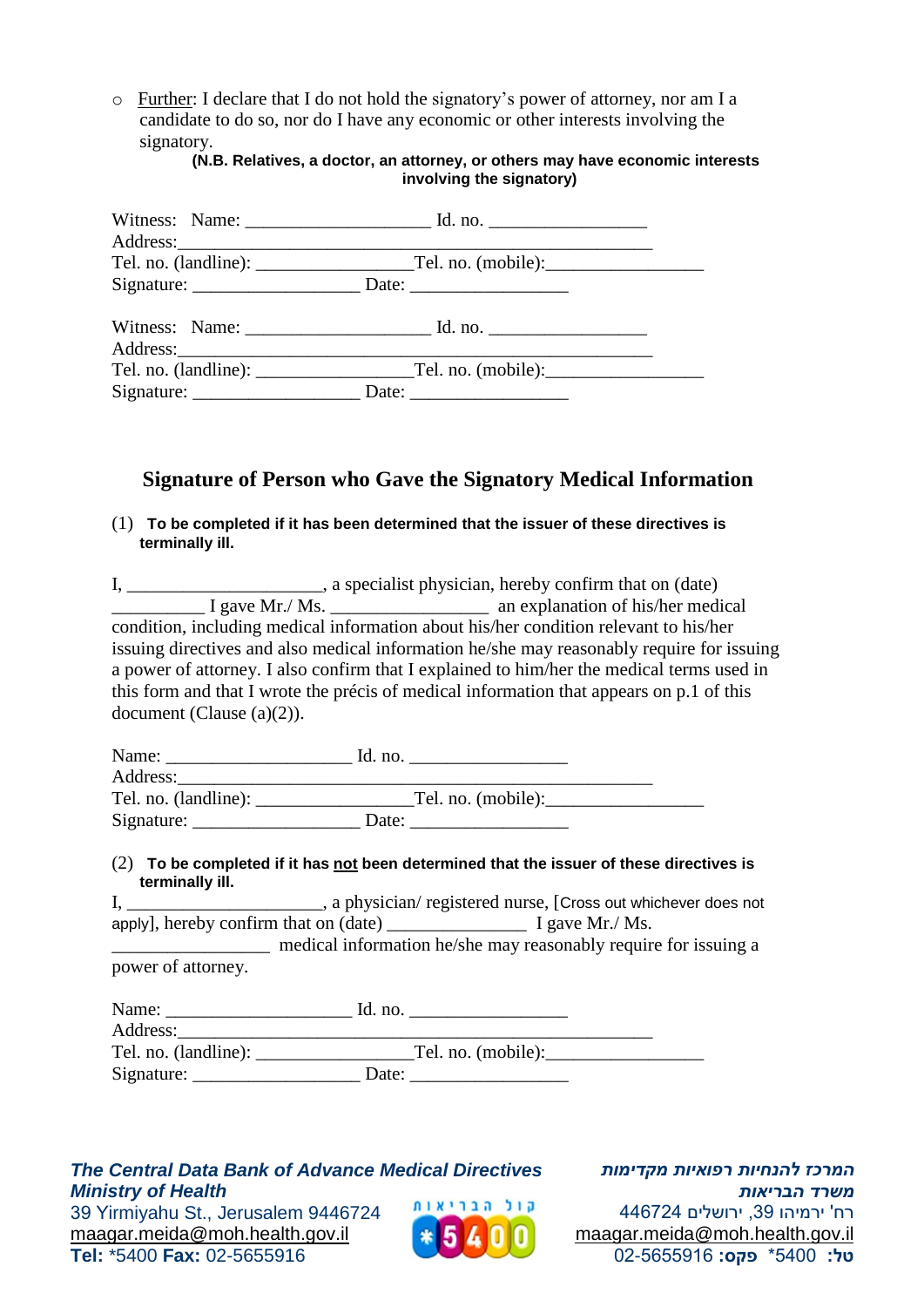- Further: I declare that I do not hold the signatory's power of attorney, nor am I a candidate to do so, nor do I have any economic or other interests involving the signatory.

**(N.B. Relatives, a doctor, an attorney, or others may have economic interests involving the signatory)**

Witness: Name: ____________________ Id. no. _________________
Address:___________________________________________________
Tel. no. (landline): _________________Tel. no. (mobile):_________________
Signature: __________________ Date: _________________

Witness: Name: ____________________ Id. no. _________________
Address:___________________________________________________
Tel. no. (landline): _________________Tel. no. (mobile):_________________
Signature: __________________ Date: _________________

## Signature of Person who Gave the Signatory Medical Information

(1) **To be completed if it has been determined that the issuer of these directives is terminally ill.**

I, _____________________, a specialist physician, hereby confirm that on (date) __________ I gave Mr./ Ms. _________________ an explanation of his/her medical condition, including medical information about his/her condition relevant to his/her issuing directives and also medical information he/she may reasonably require for issuing a power of attorney. I also confirm that I explained to him/her the medical terms used in this form and that I wrote the précis of medical information that appears on p.1 of this document (Clause (a)(2)).

Name: ____________________ Id. no. _________________
Address:___________________________________________________
Tel. no. (landline): _________________Tel. no. (mobile):_________________
Signature: __________________ Date: _________________

(2) **To be completed if it has not been determined that the issuer of these directives is terminally ill.**

I, _____________________, a physician/ registered nurse, [Cross out whichever does not apply], hereby confirm that on (date) _______________ I gave Mr./ Ms. _________________ medical information he/she may reasonably require for issuing a power of attorney.

Name: ____________________ Id. no. _________________
Address:___________________________________________________
Tel. no. (landline): _________________Tel. no. (mobile):_________________
Signature: __________________ Date: _________________

***The Central Data Bank of Advance Medical Directives***
***Ministry of Health***
39 Yirmiyahu St., Jerusalem 9446724
maagar.meida@moh.health.gov.il
**Tel:** *5400 **Fax:** 02-5655916

קול הבריאות *5400

***המרכז להנחיות רפואיות מקדימות***
***משרד הבריאות***
רח' ירמיהו 39, ירושלים 446724
maagar.meida@moh.health.gov.il
**טל:** 5400* **פקס:** 02-5655916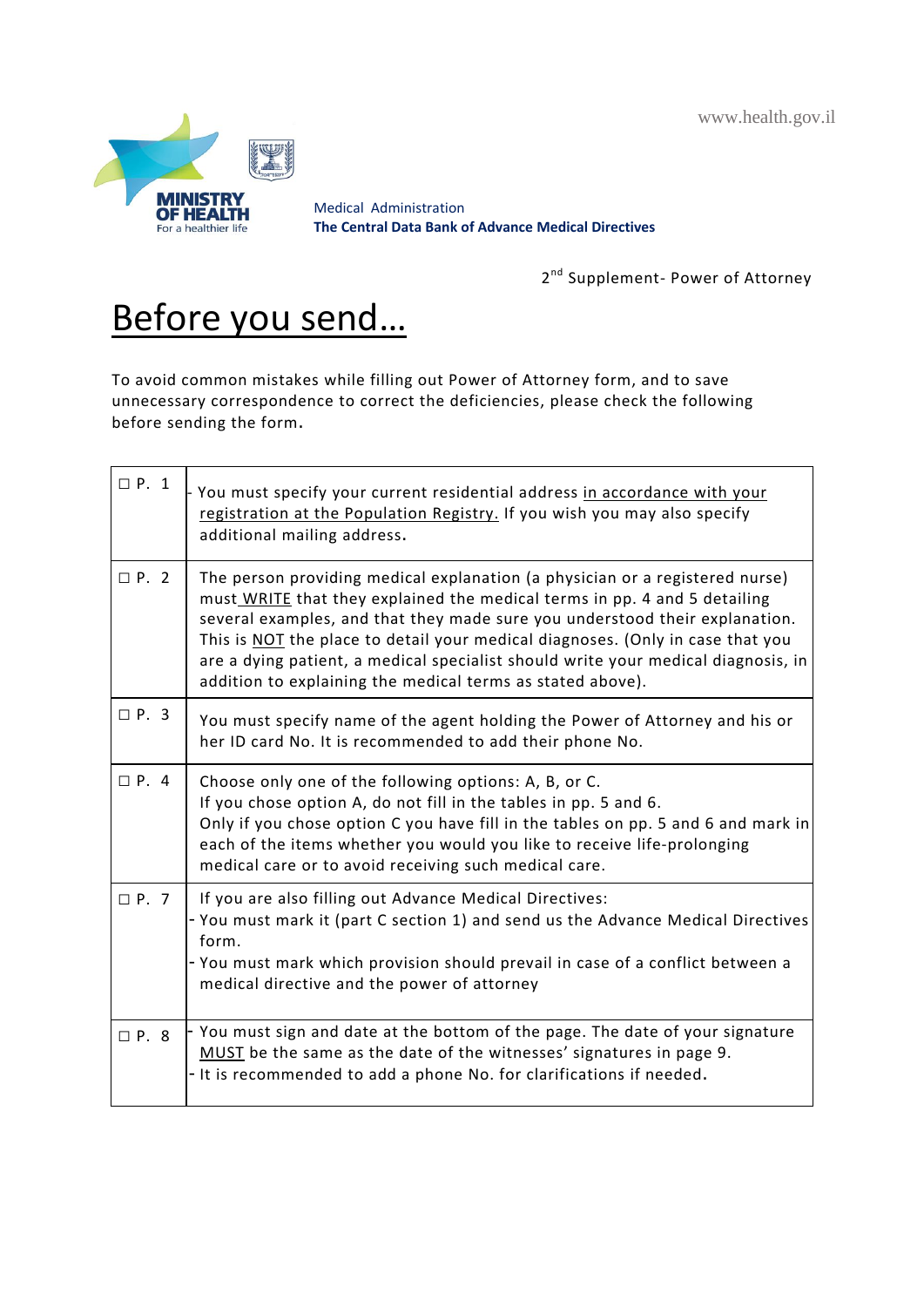www.health.gov.il

MINISTRY OF HEALTH
For a healthier life

Medical Administration
**The Central Data Bank of Advance Medical Directives**

2nd Supplement- Power of Attorney

# Before you send…

To avoid common mistakes while filling out Power of Attorney form, and to save unnecessary correspondence to correct the deficiencies, please check the following before sending the form.

| | |
|---|---|
| ☐ P. 1 | - You must specify your current residential address in accordance with your registration at the Population Registry. If you wish you may also specify additional mailing address. |
| ☐ P. 2 | The person providing medical explanation (a physician or a registered nurse) must WRITE that they explained the medical terms in pp. 4 and 5 detailing several examples, and that they made sure you understood their explanation. This is NOT the place to detail your medical diagnoses. (Only in case that you are a dying patient, a medical specialist should write your medical diagnosis, in addition to explaining the medical terms as stated above). |
| ☐ P. 3 | You must specify name of the agent holding the Power of Attorney and his or her ID card No. It is recommended to add their phone No. |
| ☐ P. 4 | Choose only one of the following options: A, B, or C.<br>If you chose option A, do not fill in the tables in pp. 5 and 6.<br>Only if you chose option C you have fill in the tables on pp. 5 and 6 and mark in each of the items whether you would like to receive life-prolonging medical care or to avoid receiving such medical care. |
| ☐ P. 7 | If you are also filling out Advance Medical Directives:<br>- You must mark it (part C section 1) and send us the Advance Medical Directives form.<br>- You must mark which provision should prevail in case of a conflict between a medical directive and the power of attorney |
| ☐ P. 8 | - You must sign and date at the bottom of the page. The date of your signature MUST be the same as the date of the witnesses' signatures in page 9.<br>- It is recommended to add a phone No. for clarifications if needed. |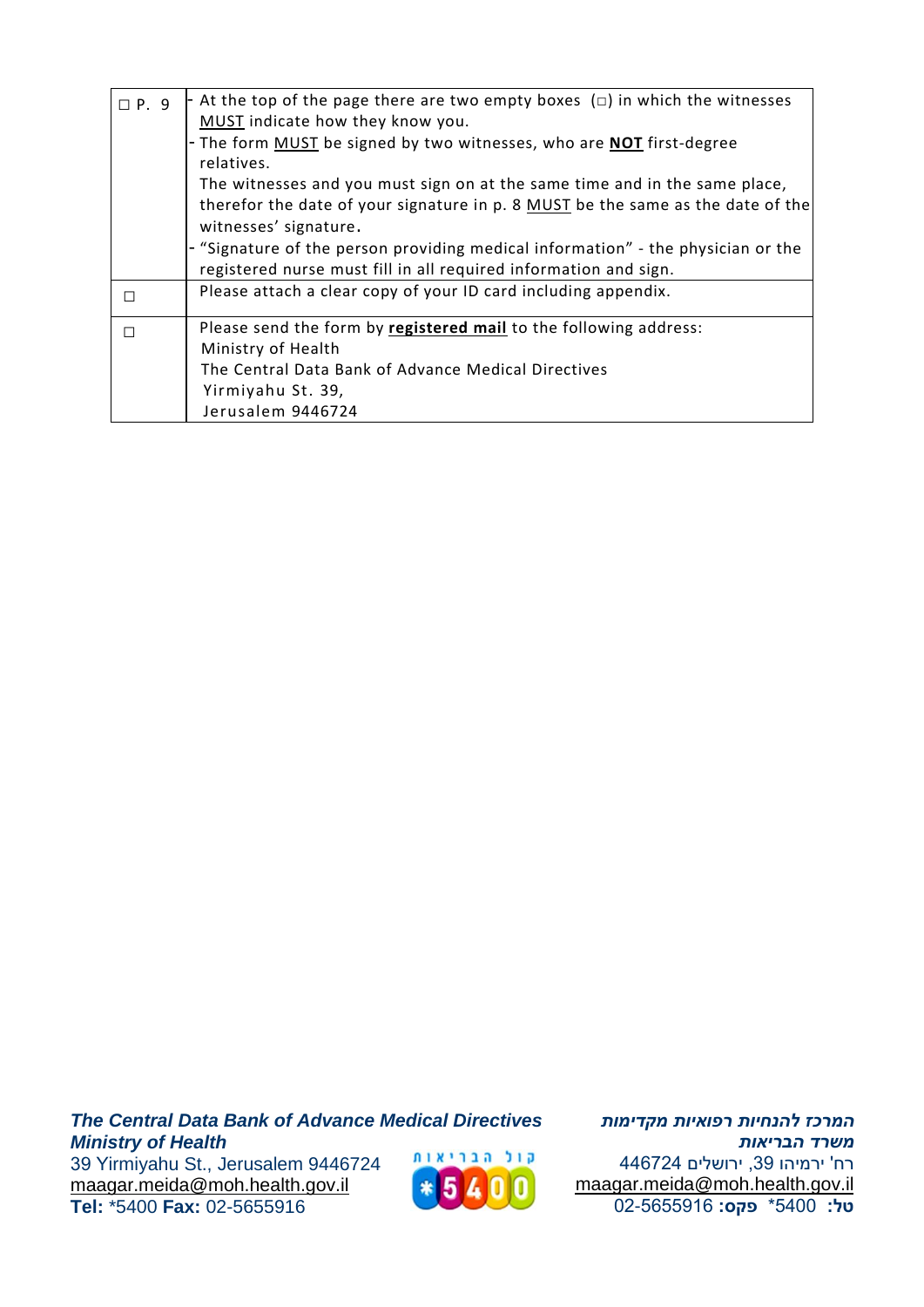| | |
|---|---|
| □ P. 9 | - At the top of the page there are two empty boxes (□) in which the witnesses MUST indicate how they know you.<br>- The form MUST be signed by two witnesses, who are **NOT** first-degree relatives.<br>The witnesses and you must sign on at the same time and in the same place, therefor the date of your signature in p. 8 MUST be the same as the date of the witnesses' signature.<br>- "Signature of the person providing medical information" - the physician or the registered nurse must fill in all required information and sign. |
| □ | Please attach a clear copy of your ID card including appendix. |
| □ | Please send the form by **registered mail** to the following address:<br>Ministry of Health<br>The Central Data Bank of Advance Medical Directives<br>Yirmiyahu St. 39,<br>Jerusalem 9446724 |